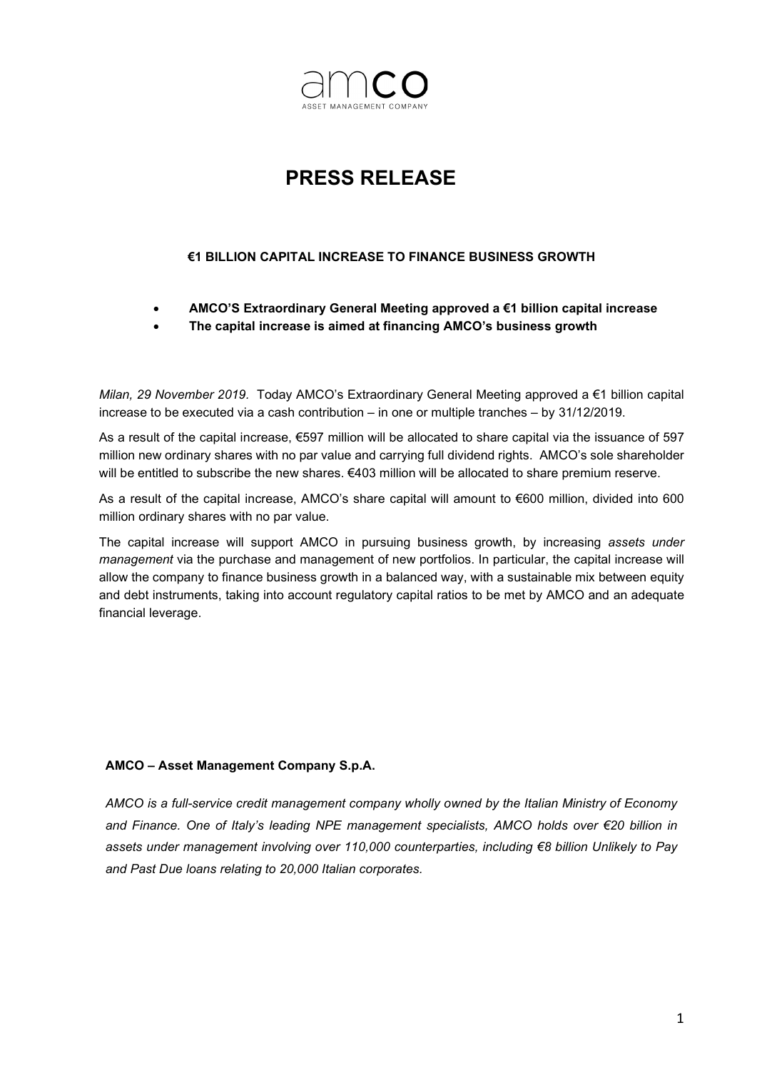amco
ASSET MANAGEMENT COMPANY

# PRESS RELEASE

**€1 BILLION CAPITAL INCREASE TO FINANCE BUSINESS GROWTH**

- **AMCO'S Extraordinary General Meeting approved a €1 billion capital increase**
- **The capital increase is aimed at financing AMCO's business growth**

*Milan, 29 November 2019*. Today AMCO's Extraordinary General Meeting approved a €1 billion capital increase to be executed via a cash contribution – in one or multiple tranches – by 31/12/2019.

As a result of the capital increase, €597 million will be allocated to share capital via the issuance of 597 million new ordinary shares with no par value and carrying full dividend rights. AMCO's sole shareholder will be entitled to subscribe the new shares. €403 million will be allocated to share premium reserve.

As a result of the capital increase, AMCO's share capital will amount to €600 million, divided into 600 million ordinary shares with no par value.

The capital increase will support AMCO in pursuing business growth, by increasing *assets under management* via the purchase and management of new portfolios. In particular, the capital increase will allow the company to finance business growth in a balanced way, with a sustainable mix between equity and debt instruments, taking into account regulatory capital ratios to be met by AMCO and an adequate financial leverage.

**AMCO – Asset Management Company S.p.A.**

*AMCO is a full-service credit management company wholly owned by the Italian Ministry of Economy and Finance. One of Italy's leading NPE management specialists, AMCO holds over €20 billion in assets under management involving over 110,000 counterparties, including €8 billion Unlikely to Pay and Past Due loans relating to 20,000 Italian corporates.*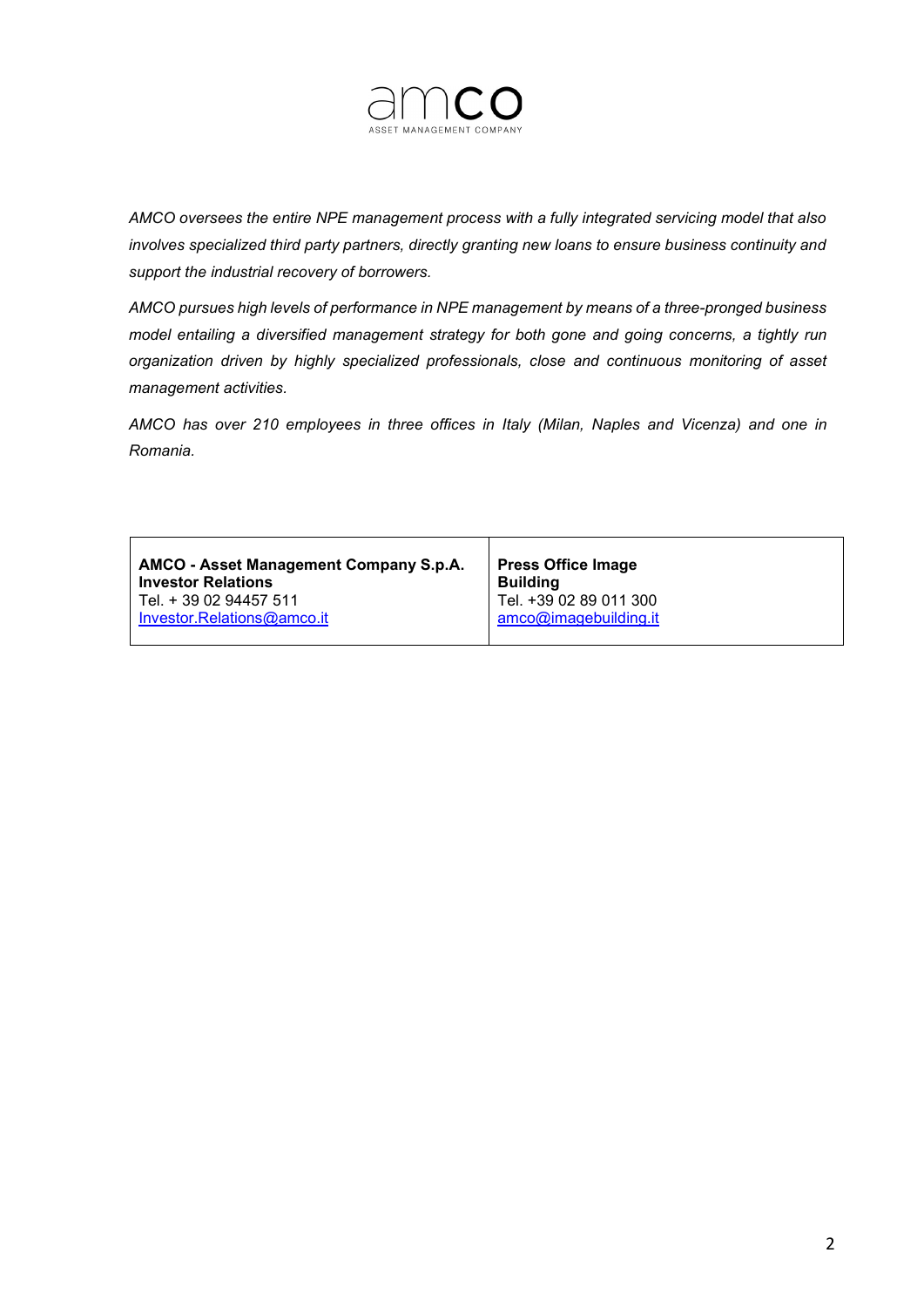*AMCO oversees the entire NPE management process with a fully integrated servicing model that also involves specialized third party partners, directly granting new loans to ensure business continuity and support the industrial recovery of borrowers.*

*AMCO pursues high levels of performance in NPE management by means of a three-pronged business model entailing a diversified management strategy for both gone and going concerns, a tightly run organization driven by highly specialized professionals, close and continuous monitoring of asset management activities.*

*AMCO has over 210 employees in three offices in Italy (Milan, Naples and Vicenza) and one in Romania.*

| | |
|---|---|
| **AMCO - Asset Management Company S.p.A. Investor Relations**<br>Tel. + 39 02 94457 511<br>Investor.Relations@amco.it | **Press Office Image Building**<br>Tel. +39 02 89 011 300<br>amco@imagebuilding.it |